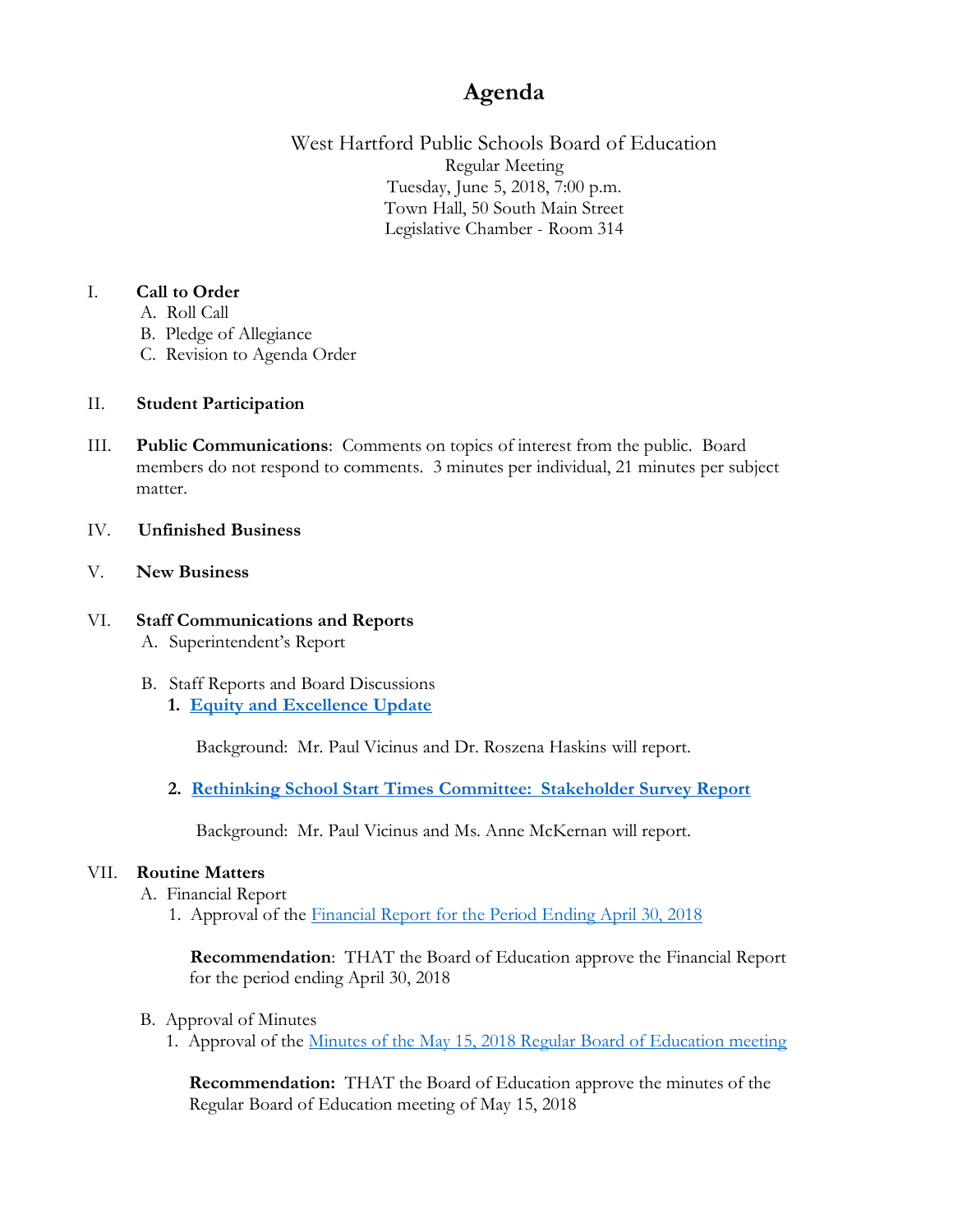# Agenda

West Hartford Public Schools Board of Education
Regular Meeting
Tuesday, June 5, 2018, 7:00 p.m.
Town Hall, 50 South Main Street
Legislative Chamber - Room 314

I. **Call to Order**
   A. Roll Call
   B. Pledge of Allegiance
   C. Revision to Agenda Order

II. **Student Participation**

III. **Public Communications**: Comments on topics of interest from the public. Board members do not respond to comments. 3 minutes per individual, 21 minutes per subject matter.

IV. **Unfinished Business**

V. **New Business**

VI. **Staff Communications and Reports**
   A. Superintendent's Report

   B. Staff Reports and Board Discussions
      **1. Equity and Excellence Update**

      Background: Mr. Paul Vicinus and Dr. Roszena Haskins will report.

      **2. Rethinking School Start Times Committee: Stakeholder Survey Report**

      Background: Mr. Paul Vicinus and Ms. Anne McKernan will report.

VII. **Routine Matters**
   A. Financial Report
      1. Approval of the Financial Report for the Period Ending April 30, 2018

      **Recommendation**: THAT the Board of Education approve the Financial Report for the period ending April 30, 2018

   B. Approval of Minutes
      1. Approval of the Minutes of the May 15, 2018 Regular Board of Education meeting

      **Recommendation:** THAT the Board of Education approve the minutes of the Regular Board of Education meeting of May 15, 2018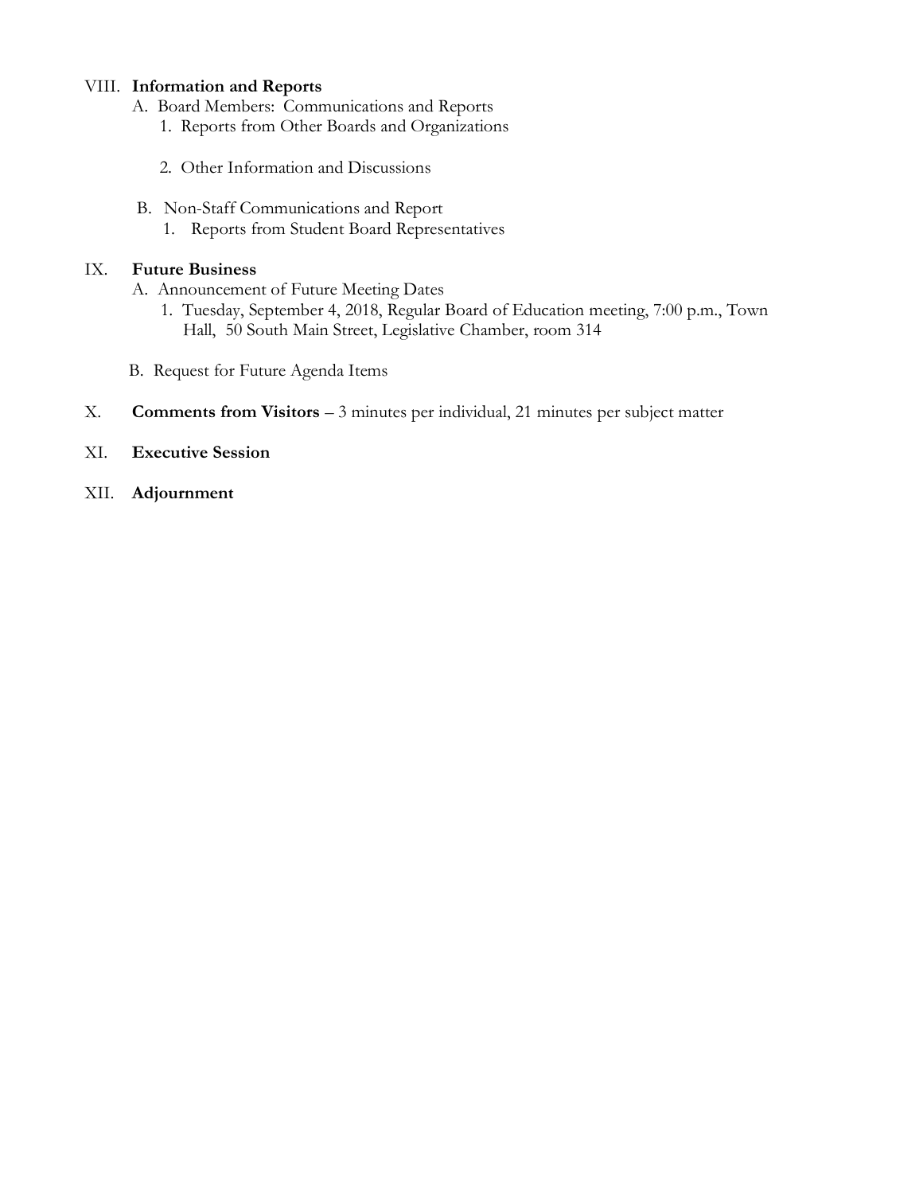VIII. **Information and Reports**

A. Board Members: Communications and Reports

1. Reports from Other Boards and Organizations

2. Other Information and Discussions

B. Non-Staff Communications and Report

1. Reports from Student Board Representatives

IX. **Future Business**

A. Announcement of Future Meeting Dates

1. Tuesday, September 4, 2018, Regular Board of Education meeting, 7:00 p.m., Town Hall, 50 South Main Street, Legislative Chamber, room 314

B. Request for Future Agenda Items

X. **Comments from Visitors** – 3 minutes per individual, 21 minutes per subject matter

XI. **Executive Session**

XII. **Adjournment**